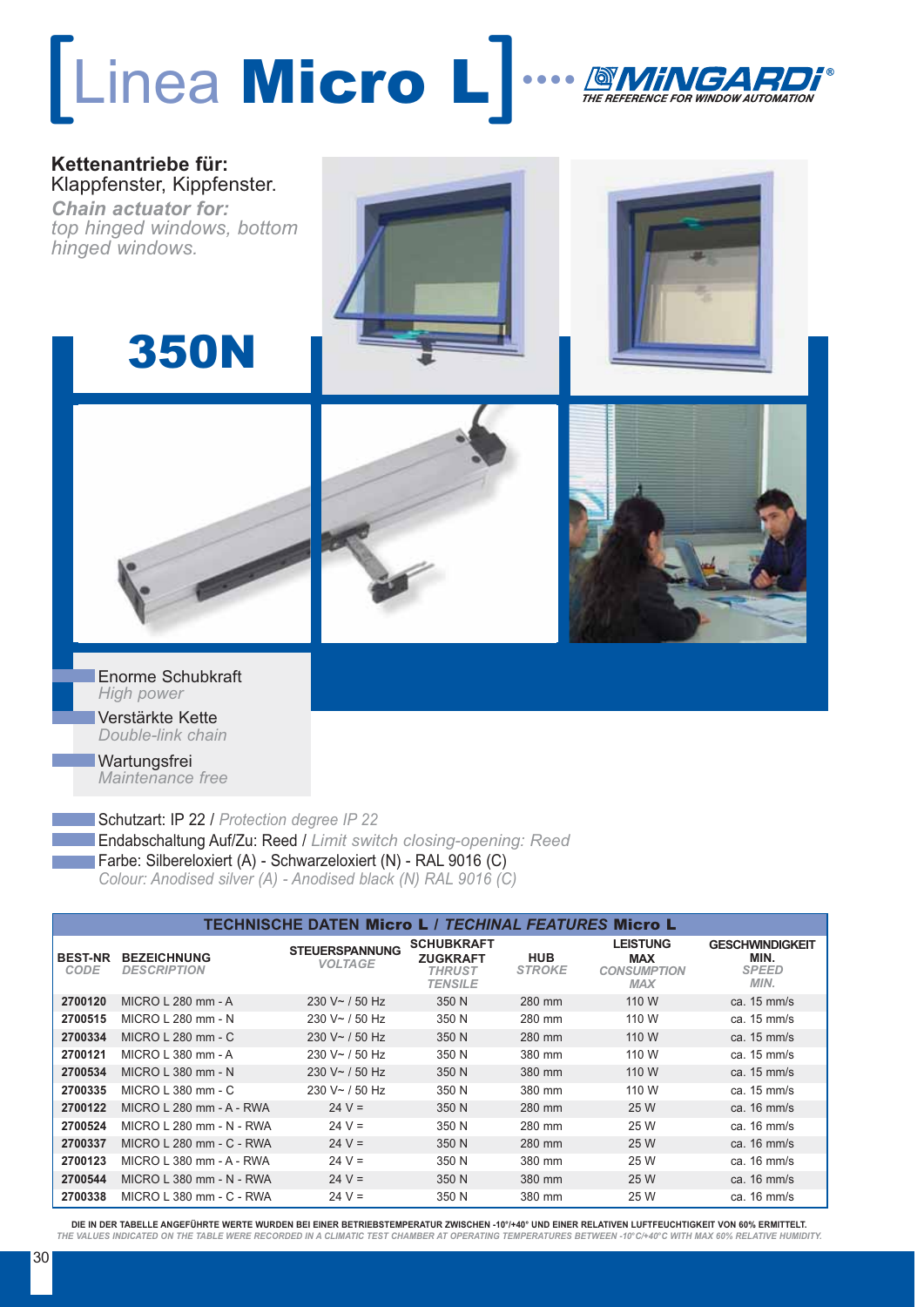# [Linea **Micro L**]

MINGARDI® THE REFERENCE FOR WINDOW AUTOMATION

**Kettenantriebe für:**
Klappfenster, Kippfenster.
***Chain actuator for:***
*top hinged windows, bottom hinged windows.*

## 350N

- Enorme Schubkraft
  *High power*
- Verstärkte Kette
  *Double-link chain*
- Wartungsfrei
  *Maintenance free*

- Schutzart: IP 22 / *Protection degree IP 22*
- Endabschaltung Auf/Zu: Reed / *Limit switch closing-opening: Reed*
- Farbe: Silbereloxiert (A) - Schwarzeloxiert (N) - RAL 9016 (C)
  *Colour: Anodised silver (A) - Anodised black (N) RAL 9016 (C)*

**TECHNISCHE DATEN Micro L / *TECHINAL FEATURES* Micro L**

| BEST-NR *CODE* | BEZEICHNUNG *DESCRIPTION* | STEUERSPANNUNG *VOLTAGE* | SCHUBKRAFT ZUGKRAFT *THRUST TENSILE* | HUB *STROKE* | LEISTUNG MAX *CONSUMPTION MAX* | GESCHWINDIGKEIT MIN. *SPEED MIN.* |
|---|---|---|---|---|---|---|
| 2700120 | MICRO L 280 mm - A | 230 V~ / 50 Hz | 350 N | 280 mm | 110 W | ca. 15 mm/s |
| 2700515 | MICRO L 280 mm - N | 230 V~ / 50 Hz | 350 N | 280 mm | 110 W | ca. 15 mm/s |
| 2700334 | MICRO L 280 mm - C | 230 V~ / 50 Hz | 350 N | 280 mm | 110 W | ca. 15 mm/s |
| 2700121 | MICRO L 380 mm - A | 230 V~ / 50 Hz | 350 N | 380 mm | 110 W | ca. 15 mm/s |
| 2700534 | MICRO L 380 mm - N | 230 V~ / 50 Hz | 350 N | 380 mm | 110 W | ca. 15 mm/s |
| 2700335 | MICRO L 380 mm - C | 230 V~ / 50 Hz | 350 N | 380 mm | 110 W | ca. 15 mm/s |
| 2700122 | MICRO L 280 mm - A - RWA | 24 V = | 350 N | 280 mm | 25 W | ca. 16 mm/s |
| 2700524 | MICRO L 280 mm - N - RWA | 24 V = | 350 N | 280 mm | 25 W | ca. 16 mm/s |
| 2700337 | MICRO L 280 mm - C - RWA | 24 V = | 350 N | 280 mm | 25 W | ca. 16 mm/s |
| 2700123 | MICRO L 380 mm - A - RWA | 24 V = | 350 N | 380 mm | 25 W | ca. 16 mm/s |
| 2700544 | MICRO L 380 mm - N - RWA | 24 V = | 350 N | 380 mm | 25 W | ca. 16 mm/s |
| 2700338 | MICRO L 380 mm - C - RWA | 24 V = | 350 N | 380 mm | 25 W | ca. 16 mm/s |

**DIE IN DER TABELLE ANGEFÜHRTE WERTE WURDEN BEI EINER BETRIEBSTEMPERATUR ZWISCHEN -10°/+40° UND EINER RELATIVEN LUFTFEUCHTIGKEIT VON 60% ERMITTELT.**
*THE VALUES INDICATED ON THE TABLE WERE RECORDED IN A CLIMATIC TEST CHAMBER AT OPERATING TEMPERATURES BETWEEN -10°C/+40°C WITH MAX 60% RELATIVE HUMIDITY.*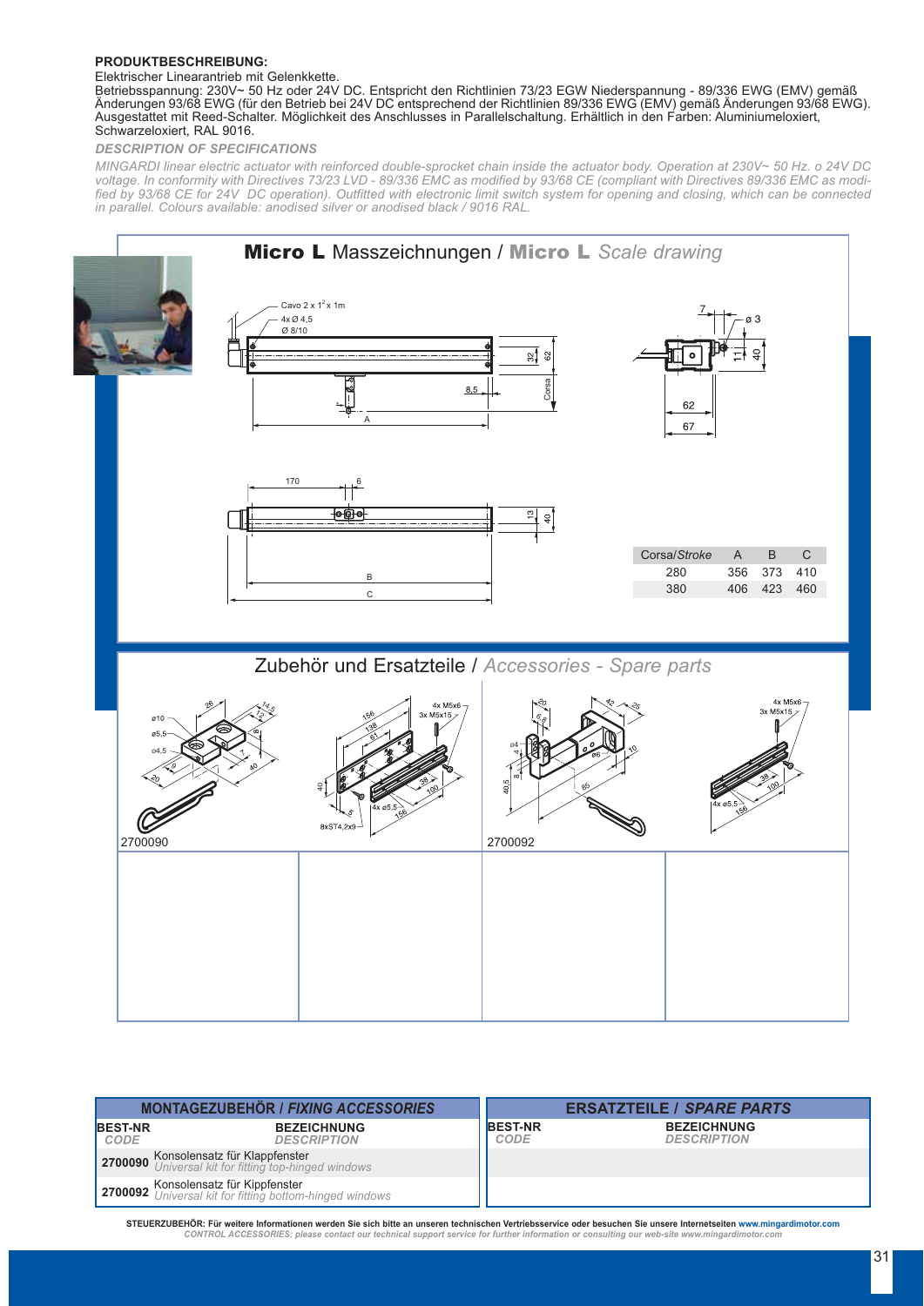**PRODUKTBESCHREIBUNG:**
Elektrischer Linearantrieb mit Gelenkkette.
Betriebsspannung: 230V~ 50 Hz oder 24V DC. Entspricht den Richtlinien 73/23 EGW Niederspannung - 89/336 EWG (EMV) gemäß Änderungen 93/68 EWG (für den Betrieb bei 24V DC entsprechend der Richtlinien 89/336 EWG (EMV) gemäß Änderungen 93/68 EWG). Ausgestattet mit Reed-Schalter. Möglichkeit des Anschlusses in Parallelschaltung. Erhältlich in den Farben: Aluminiumeloxiert, Schwarzeloxiert, RAL 9016.

***DESCRIPTION OF SPECIFICATIONS***

*MINGARDI linear electric actuator with reinforced double-sprocket chain inside the actuator body. Operation at 230V~ 50 Hz. o 24V DC voltage. In conformity with Directives 73/23 LVD - 89/336 EMC as modified by 93/68 CE (compliant with Directives 89/336 EMC as modified by 93/68 CE for 24V DC operation). Outfitted with electronic limit switch system for opening and closing, which can be connected in parallel. Colours available: anodised silver or anodised black / 9016 RAL.*

## Micro L Masszeichnungen / Micro L *Scale drawing*

Cavo 2 x 1² x 1m
4x Ø 4,5
Ø 8/10
32
62
8,5
Corsa
A
7
ø 3
11
40
62
67
170
6
13
40
B
C

| Corsa/*Stroke* | A | B | C |
|---|---|---|---|
| 280 | 356 | 373 | 410 |
| 380 | 406 | 423 | 460 |

## Zubehör und Ersatzteile / *Accessories - Spare parts*

2700090

2700092

| MONTAGEZUBEHÖR / *FIXING ACCESSORIES* | |
|---|---|
| **BEST-NR** *CODE* | **BEZEICHNUNG** *DESCRIPTION* |
| **2700090** | Konsolensatz für Klappfenster *Universal kit for fitting top-hinged windows* |
| **2700092** | Konsolensatz für Kippfenster *Universal kit for fitting bottom-hinged windows* |

| ERSATZTEILE / *SPARE PARTS* | |
|---|---|
| **BEST-NR** *CODE* | **BEZEICHNUNG** *DESCRIPTION* |

**STEUERZUBEHÖR: Für weitere Informationen werden Sie sich bitte an unseren technischen Vertriebsservice oder besuchen Sie unsere Internetseiten www.mingardimotor.com**
***CONTROL ACCESSORIES: please contact our technical support service for further information or consulting our web-site www.mingardimotor.com***